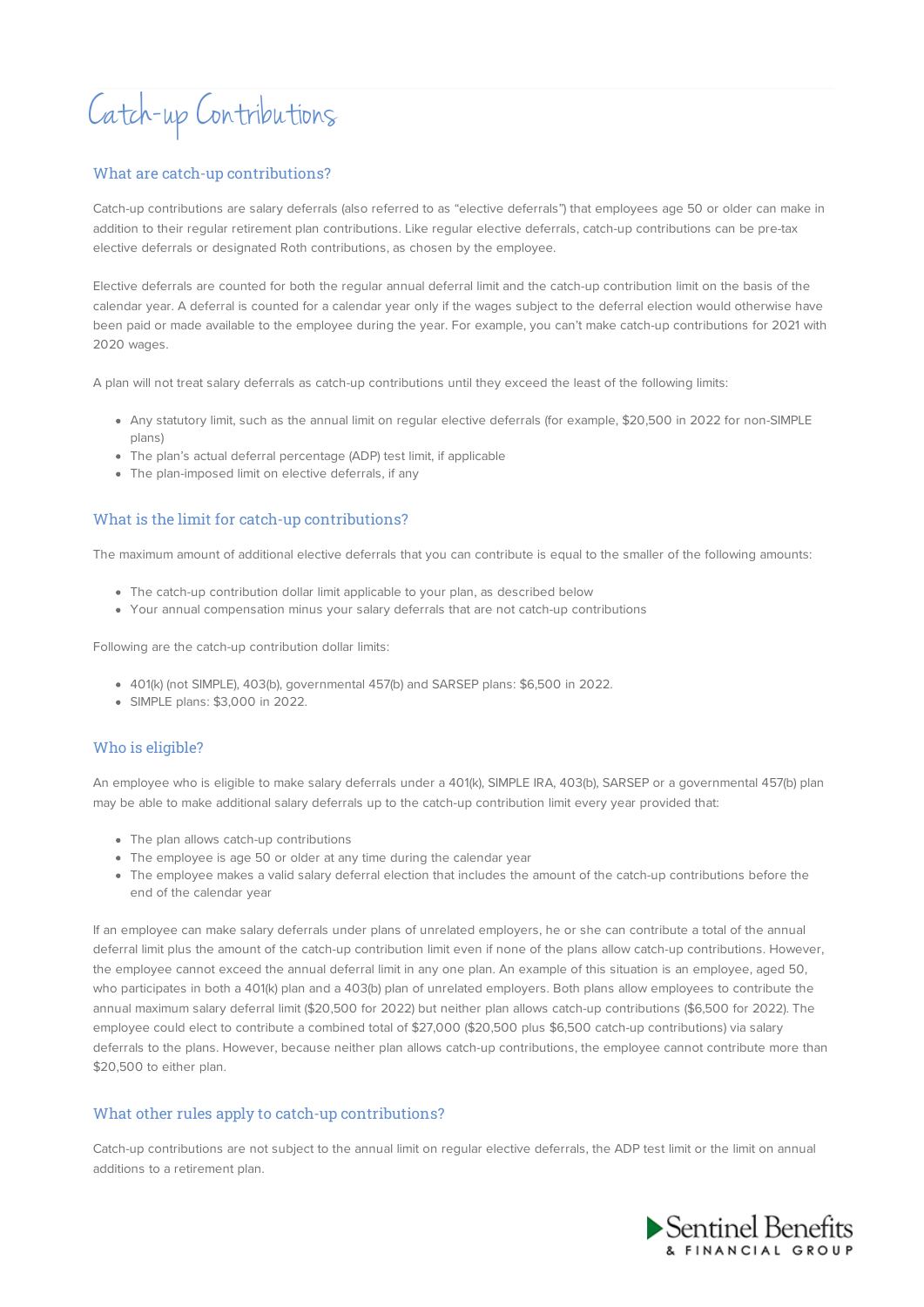# Catch-up Contributions

## What are catch-up contributions?

Catch-up contributions are salary deferrals (also referred to as "elective deferrals") that employees age 50 or older can make in addition to their regular retirement plan contributions. Like regular elective deferrals, catch-up contributions can be pre-tax elective deferrals or designated Roth contributions, as chosen by the employee.

Elective deferrals are counted for both the regular annual deferral limit and the catch-up contribution limit on the basis of the calendar year. A deferral is counted for a calendar year only if the wages subject to the deferral election would otherwise have been paid or made available to the employee during the year. For example, you can't make catch-up contributions for 2021 with 2020 wages.

A plan will not treat salary deferrals as catch-up contributions until they exceed the least of the following limits:

- Any statutory limit, such as the annual limit on regular elective deferrals (for example, $20,500 in 2022 for non-SIMPLE plans)
- The plan's actual deferral percentage (ADP) test limit, if applicable
- The plan-imposed limit on elective deferrals, if any

## What is the limit for catch-up contributions?

The maximum amount of additional elective deferrals that you can contribute is equal to the smaller of the following amounts:

- The catch-up contribution dollar limit applicable to your plan, as described below
- Your annual compensation minus your salary deferrals that are not catch-up contributions

Following are the catch-up contribution dollar limits:

- 401(k) (not SIMPLE), 403(b), governmental 457(b) and SARSEP plans: $6,500 in 2022.
- SIMPLE plans: $3,000 in 2022.

## Who is eligible?

An employee who is eligible to make salary deferrals under a 401(k), SIMPLE IRA, 403(b), SARSEP or a governmental 457(b) plan may be able to make additional salary deferrals up to the catch-up contribution limit every year provided that:

- The plan allows catch-up contributions
- The employee is age 50 or older at any time during the calendar year
- The employee makes a valid salary deferral election that includes the amount of the catch-up contributions before the end of the calendar year

If an employee can make salary deferrals under plans of unrelated employers, he or she can contribute a total of the annual deferral limit plus the amount of the catch-up contribution limit even if none of the plans allow catch-up contributions. However, the employee cannot exceed the annual deferral limit in any one plan. An example of this situation is an employee, aged 50, who participates in both a 401(k) plan and a 403(b) plan of unrelated employers. Both plans allow employees to contribute the annual maximum salary deferral limit ($20,500 for 2022) but neither plan allows catch-up contributions ($6,500 for 2022). The employee could elect to contribute a combined total of $27,000 ($20,500 plus $6,500 catch-up contributions) via salary deferrals to the plans. However, because neither plan allows catch-up contributions, the employee cannot contribute more than $20,500 to either plan.

## What other rules apply to catch-up contributions?

Catch-up contributions are not subject to the annual limit on regular elective deferrals, the ADP test limit or the limit on annual additions to a retirement plan.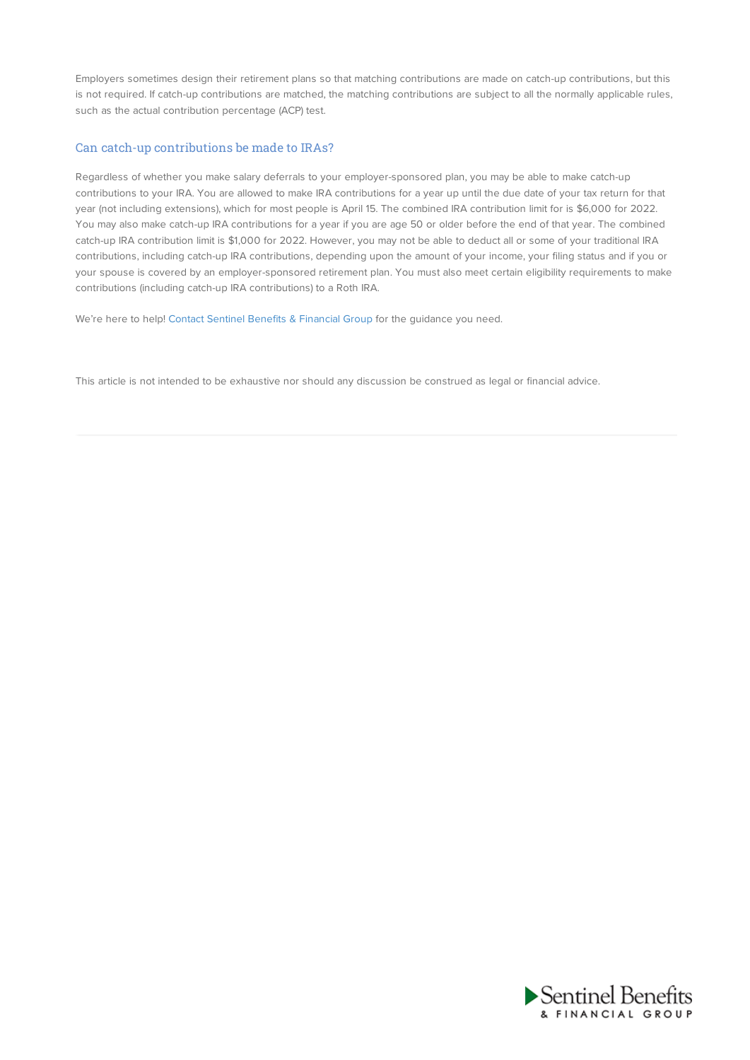Employers sometimes design their retirement plans so that matching contributions are made on catch-up contributions, but this is not required. If catch-up contributions are matched, the matching contributions are subject to all the normally applicable rules, such as the actual contribution percentage (ACP) test.

## Can catch-up contributions be made to IRAs?

Regardless of whether you make salary deferrals to your employer-sponsored plan, you may be able to make catch-up contributions to your IRA. You are allowed to make IRA contributions for a year up until the due date of your tax return for that year (not including extensions), which for most people is April 15. The combined IRA contribution limit for is $6,000 for 2022. You may also make catch-up IRA contributions for a year if you are age 50 or older before the end of that year. The combined catch-up IRA contribution limit is $1,000 for 2022. However, you may not be able to deduct all or some of your traditional IRA contributions, including catch-up IRA contributions, depending upon the amount of your income, your filing status and if you or your spouse is covered by an employer-sponsored retirement plan. You must also meet certain eligibility requirements to make contributions (including catch-up IRA contributions) to a Roth IRA.

We're here to help! Contact Sentinel Benefits & Financial Group for the guidance you need.

This article is not intended to be exhaustive nor should any discussion be construed as legal or financial advice.